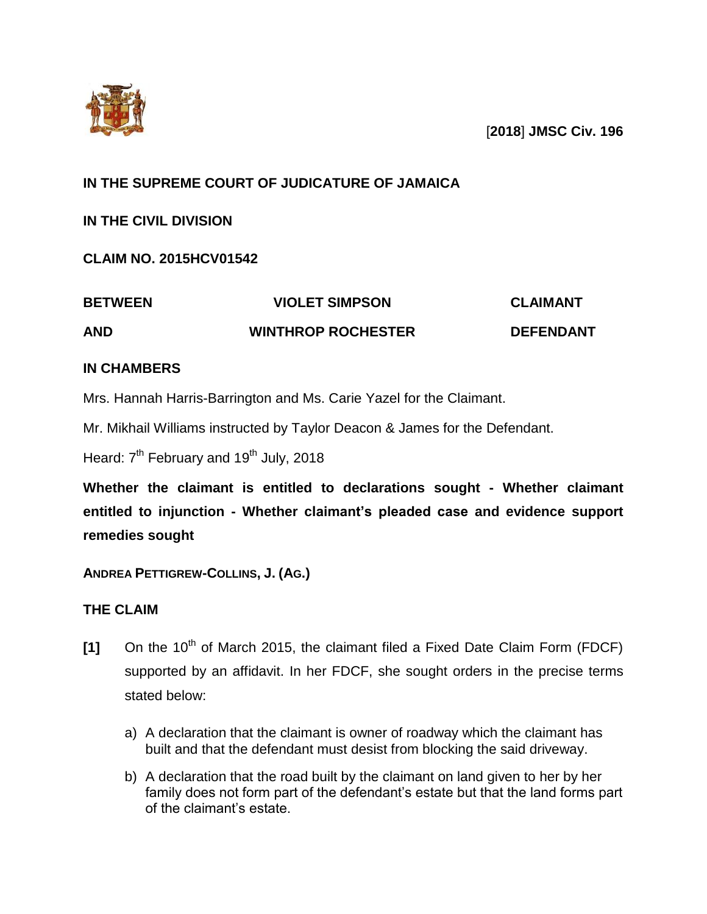[**2018**] **JMSC Civ. 196**

**IN THE SUPREME COURT OF JUDICATURE OF JAMAICA**

**IN THE CIVIL DIVISION**

**CLAIM NO. 2015HCV01542**

| | | |
|---|---|---|
| **BETWEEN** | **VIOLET SIMPSON** | **CLAIMANT** |
| **AND** | **WINTHROP ROCHESTER** | **DEFENDANT** |

**IN CHAMBERS**

Mrs. Hannah Harris-Barrington and Ms. Carie Yazel for the Claimant.

Mr. Mikhail Williams instructed by Taylor Deacon & James for the Defendant.

Heard: 7th February and 19th July, 2018

**Whether the claimant is entitled to declarations sought - Whether claimant entitled to injunction - Whether claimant's pleaded case and evidence support remedies sought**

**ANDREA PETTIGREW-COLLINS, J. (AG.)**

## THE CLAIM

**[1]** On the 10th of March 2015, the claimant filed a Fixed Date Claim Form (FDCF) supported by an affidavit. In her FDCF, she sought orders in the precise terms stated below:

a) A declaration that the claimant is owner of roadway which the claimant has built and that the defendant must desist from blocking the said driveway.

b) A declaration that the road built by the claimant on land given to her by her family does not form part of the defendant's estate but that the land forms part of the claimant's estate.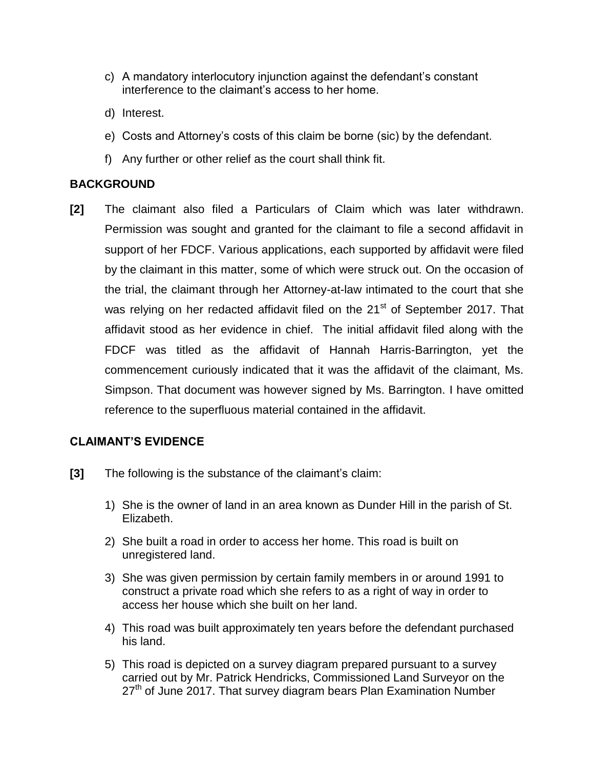c) A mandatory interlocutory injunction against the defendant's constant interference to the claimant's access to her home.

d) Interest.

e) Costs and Attorney's costs of this claim be borne (sic) by the defendant.

f) Any further or other relief as the court shall think fit.

## BACKGROUND

**[2]** The claimant also filed a Particulars of Claim which was later withdrawn. Permission was sought and granted for the claimant to file a second affidavit in support of her FDCF. Various applications, each supported by affidavit were filed by the claimant in this matter, some of which were struck out. On the occasion of the trial, the claimant through her Attorney-at-law intimated to the court that she was relying on her redacted affidavit filed on the 21st of September 2017. That affidavit stood as her evidence in chief. The initial affidavit filed along with the FDCF was titled as the affidavit of Hannah Harris-Barrington, yet the commencement curiously indicated that it was the affidavit of the claimant, Ms. Simpson. That document was however signed by Ms. Barrington. I have omitted reference to the superfluous material contained in the affidavit.

## CLAIMANT'S EVIDENCE

**[3]** The following is the substance of the claimant's claim:

1) She is the owner of land in an area known as Dunder Hill in the parish of St. Elizabeth.

2) She built a road in order to access her home. This road is built on unregistered land.

3) She was given permission by certain family members in or around 1991 to construct a private road which she refers to as a right of way in order to access her house which she built on her land.

4) This road was built approximately ten years before the defendant purchased his land.

5) This road is depicted on a survey diagram prepared pursuant to a survey carried out by Mr. Patrick Hendricks, Commissioned Land Surveyor on the 27th of June 2017. That survey diagram bears Plan Examination Number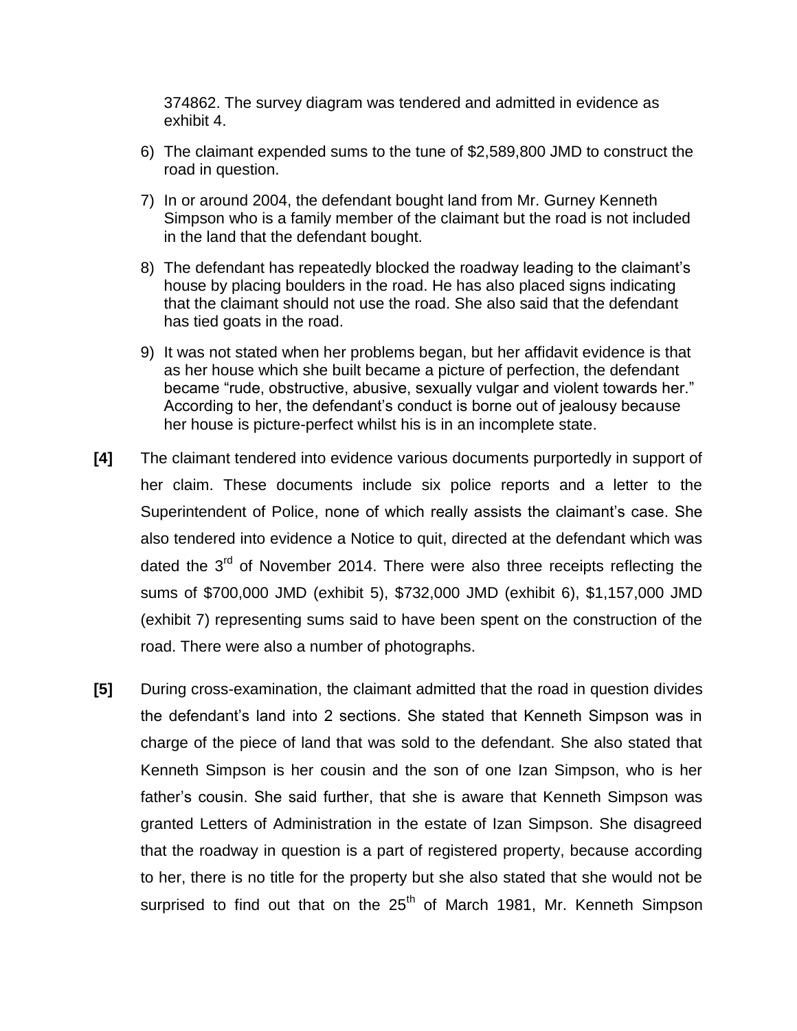374862. The survey diagram was tendered and admitted in evidence as exhibit 4.

6) The claimant expended sums to the tune of $2,589,800 JMD to construct the road in question.

7) In or around 2004, the defendant bought land from Mr. Gurney Kenneth Simpson who is a family member of the claimant but the road is not included in the land that the defendant bought.

8) The defendant has repeatedly blocked the roadway leading to the claimant's house by placing boulders in the road. He has also placed signs indicating that the claimant should not use the road. She also said that the defendant has tied goats in the road.

9) It was not stated when her problems began, but her affidavit evidence is that as her house which she built became a picture of perfection, the defendant became "rude, obstructive, abusive, sexually vulgar and violent towards her." According to her, the defendant's conduct is borne out of jealousy because her house is picture-perfect whilst his is in an incomplete state.

**[4]** The claimant tendered into evidence various documents purportedly in support of her claim. These documents include six police reports and a letter to the Superintendent of Police, none of which really assists the claimant's case. She also tendered into evidence a Notice to quit, directed at the defendant which was dated the 3rd of November 2014. There were also three receipts reflecting the sums of $700,000 JMD (exhibit 5), $732,000 JMD (exhibit 6), $1,157,000 JMD (exhibit 7) representing sums said to have been spent on the construction of the road. There were also a number of photographs.

**[5]** During cross-examination, the claimant admitted that the road in question divides the defendant's land into 2 sections. She stated that Kenneth Simpson was in charge of the piece of land that was sold to the defendant. She also stated that Kenneth Simpson is her cousin and the son of one Izan Simpson, who is her father's cousin. She said further, that she is aware that Kenneth Simpson was granted Letters of Administration in the estate of Izan Simpson. She disagreed that the roadway in question is a part of registered property, because according to her, there is no title for the property but she also stated that she would not be surprised to find out that on the 25th of March 1981, Mr. Kenneth Simpson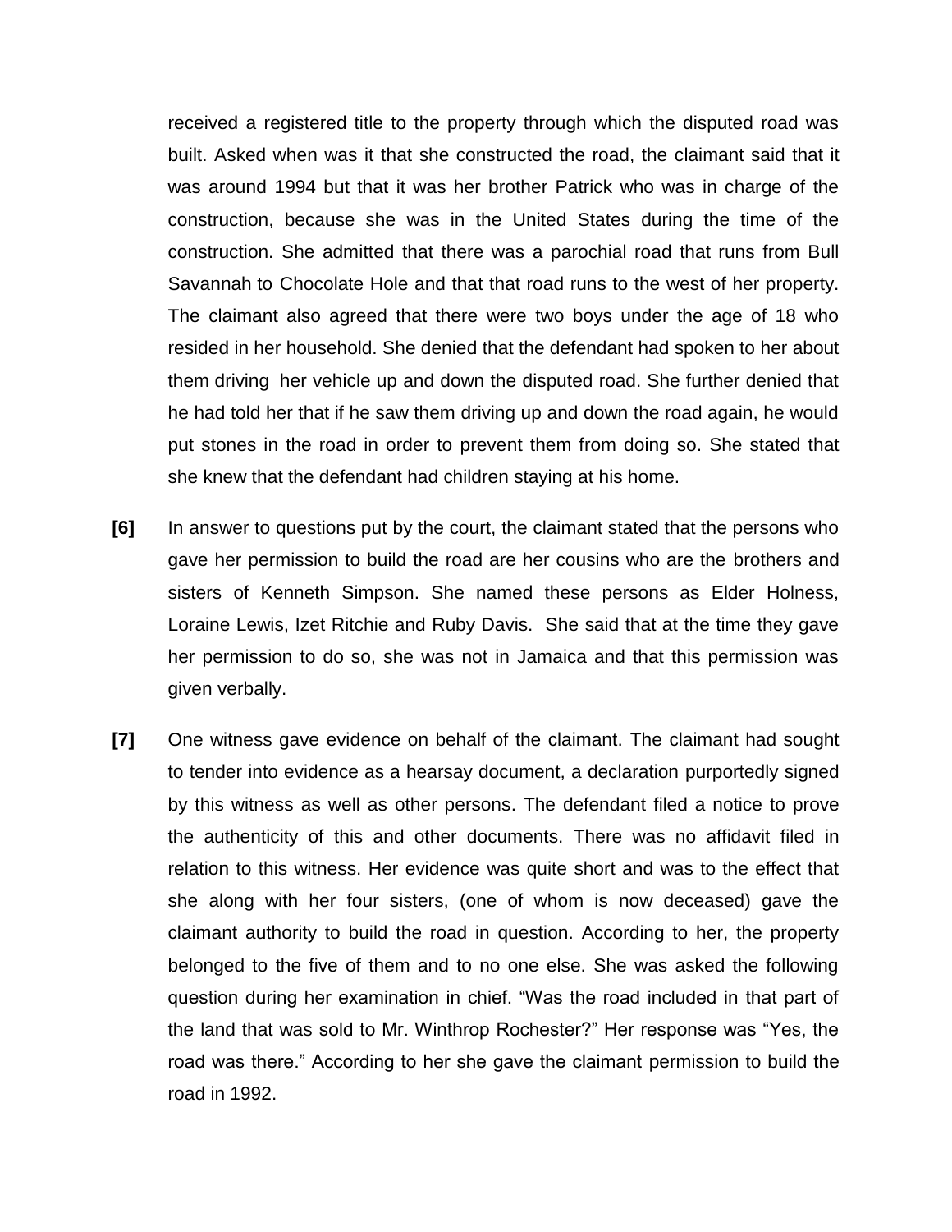received a registered title to the property through which the disputed road was built. Asked when was it that she constructed the road, the claimant said that it was around 1994 but that it was her brother Patrick who was in charge of the construction, because she was in the United States during the time of the construction. She admitted that there was a parochial road that runs from Bull Savannah to Chocolate Hole and that that road runs to the west of her property. The claimant also agreed that there were two boys under the age of 18 who resided in her household. She denied that the defendant had spoken to her about them driving her vehicle up and down the disputed road. She further denied that he had told her that if he saw them driving up and down the road again, he would put stones in the road in order to prevent them from doing so. She stated that she knew that the defendant had children staying at his home.

**[6]** In answer to questions put by the court, the claimant stated that the persons who gave her permission to build the road are her cousins who are the brothers and sisters of Kenneth Simpson. She named these persons as Elder Holness, Loraine Lewis, Izet Ritchie and Ruby Davis. She said that at the time they gave her permission to do so, she was not in Jamaica and that this permission was given verbally.

**[7]** One witness gave evidence on behalf of the claimant. The claimant had sought to tender into evidence as a hearsay document, a declaration purportedly signed by this witness as well as other persons. The defendant filed a notice to prove the authenticity of this and other documents. There was no affidavit filed in relation to this witness. Her evidence was quite short and was to the effect that she along with her four sisters, (one of whom is now deceased) gave the claimant authority to build the road in question. According to her, the property belonged to the five of them and to no one else. She was asked the following question during her examination in chief. "Was the road included in that part of the land that was sold to Mr. Winthrop Rochester?" Her response was "Yes, the road was there." According to her she gave the claimant permission to build the road in 1992.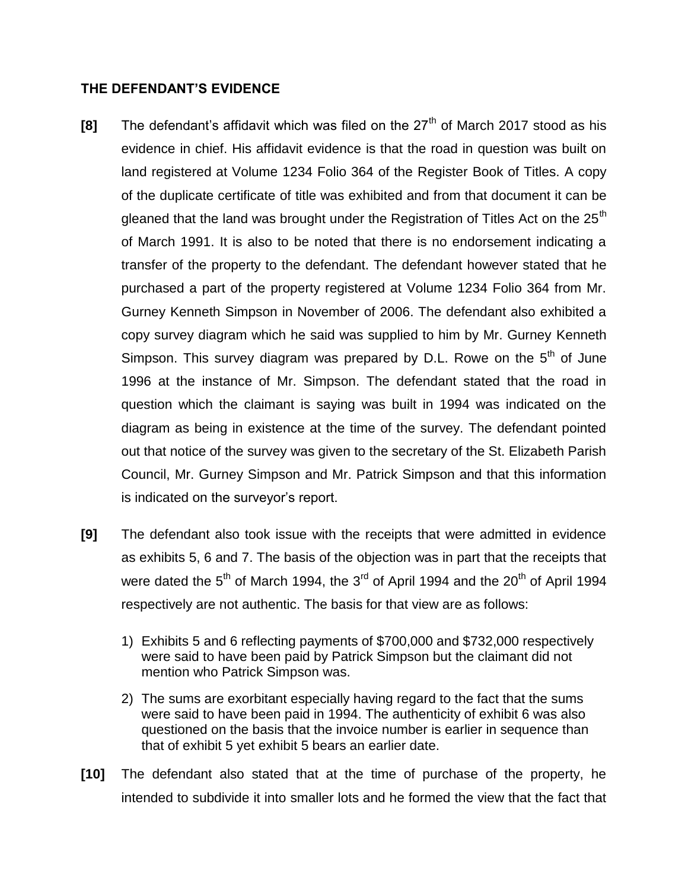## THE DEFENDANT'S EVIDENCE

**[8]** The defendant's affidavit which was filed on the 27th of March 2017 stood as his evidence in chief. His affidavit evidence is that the road in question was built on land registered at Volume 1234 Folio 364 of the Register Book of Titles. A copy of the duplicate certificate of title was exhibited and from that document it can be gleaned that the land was brought under the Registration of Titles Act on the 25th of March 1991. It is also to be noted that there is no endorsement indicating a transfer of the property to the defendant. The defendant however stated that he purchased a part of the property registered at Volume 1234 Folio 364 from Mr. Gurney Kenneth Simpson in November of 2006. The defendant also exhibited a copy survey diagram which he said was supplied to him by Mr. Gurney Kenneth Simpson. This survey diagram was prepared by D.L. Rowe on the 5th of June 1996 at the instance of Mr. Simpson. The defendant stated that the road in question which the claimant is saying was built in 1994 was indicated on the diagram as being in existence at the time of the survey. The defendant pointed out that notice of the survey was given to the secretary of the St. Elizabeth Parish Council, Mr. Gurney Simpson and Mr. Patrick Simpson and that this information is indicated on the surveyor's report.

**[9]** The defendant also took issue with the receipts that were admitted in evidence as exhibits 5, 6 and 7. The basis of the objection was in part that the receipts that were dated the 5th of March 1994, the 3rd of April 1994 and the 20th of April 1994 respectively are not authentic. The basis for that view are as follows:

1) Exhibits 5 and 6 reflecting payments of $700,000 and $732,000 respectively were said to have been paid by Patrick Simpson but the claimant did not mention who Patrick Simpson was.
2) The sums are exorbitant especially having regard to the fact that the sums were said to have been paid in 1994. The authenticity of exhibit 6 was also questioned on the basis that the invoice number is earlier in sequence than that of exhibit 5 yet exhibit 5 bears an earlier date.

**[10]** The defendant also stated that at the time of purchase of the property, he intended to subdivide it into smaller lots and he formed the view that the fact that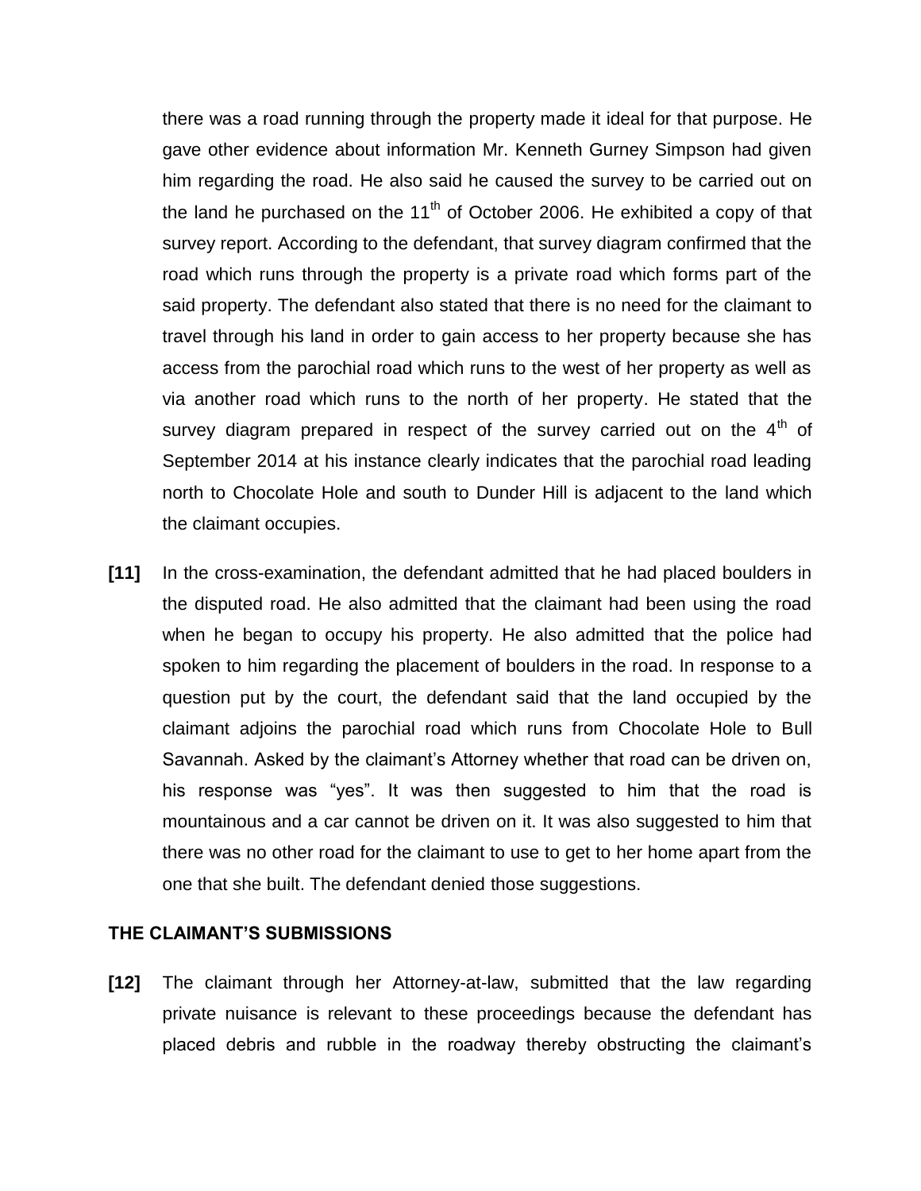there was a road running through the property made it ideal for that purpose. He gave other evidence about information Mr. Kenneth Gurney Simpson had given him regarding the road. He also said he caused the survey to be carried out on the land he purchased on the 11th of October 2006. He exhibited a copy of that survey report. According to the defendant, that survey diagram confirmed that the road which runs through the property is a private road which forms part of the said property. The defendant also stated that there is no need for the claimant to travel through his land in order to gain access to her property because she has access from the parochial road which runs to the west of her property as well as via another road which runs to the north of her property. He stated that the survey diagram prepared in respect of the survey carried out on the 4th of September 2014 at his instance clearly indicates that the parochial road leading north to Chocolate Hole and south to Dunder Hill is adjacent to the land which the claimant occupies.

**[11]** In the cross-examination, the defendant admitted that he had placed boulders in the disputed road. He also admitted that the claimant had been using the road when he began to occupy his property. He also admitted that the police had spoken to him regarding the placement of boulders in the road. In response to a question put by the court, the defendant said that the land occupied by the claimant adjoins the parochial road which runs from Chocolate Hole to Bull Savannah. Asked by the claimant's Attorney whether that road can be driven on, his response was "yes". It was then suggested to him that the road is mountainous and a car cannot be driven on it. It was also suggested to him that there was no other road for the claimant to use to get to her home apart from the one that she built. The defendant denied those suggestions.

## THE CLAIMANT'S SUBMISSIONS

**[12]** The claimant through her Attorney-at-law, submitted that the law regarding private nuisance is relevant to these proceedings because the defendant has placed debris and rubble in the roadway thereby obstructing the claimant's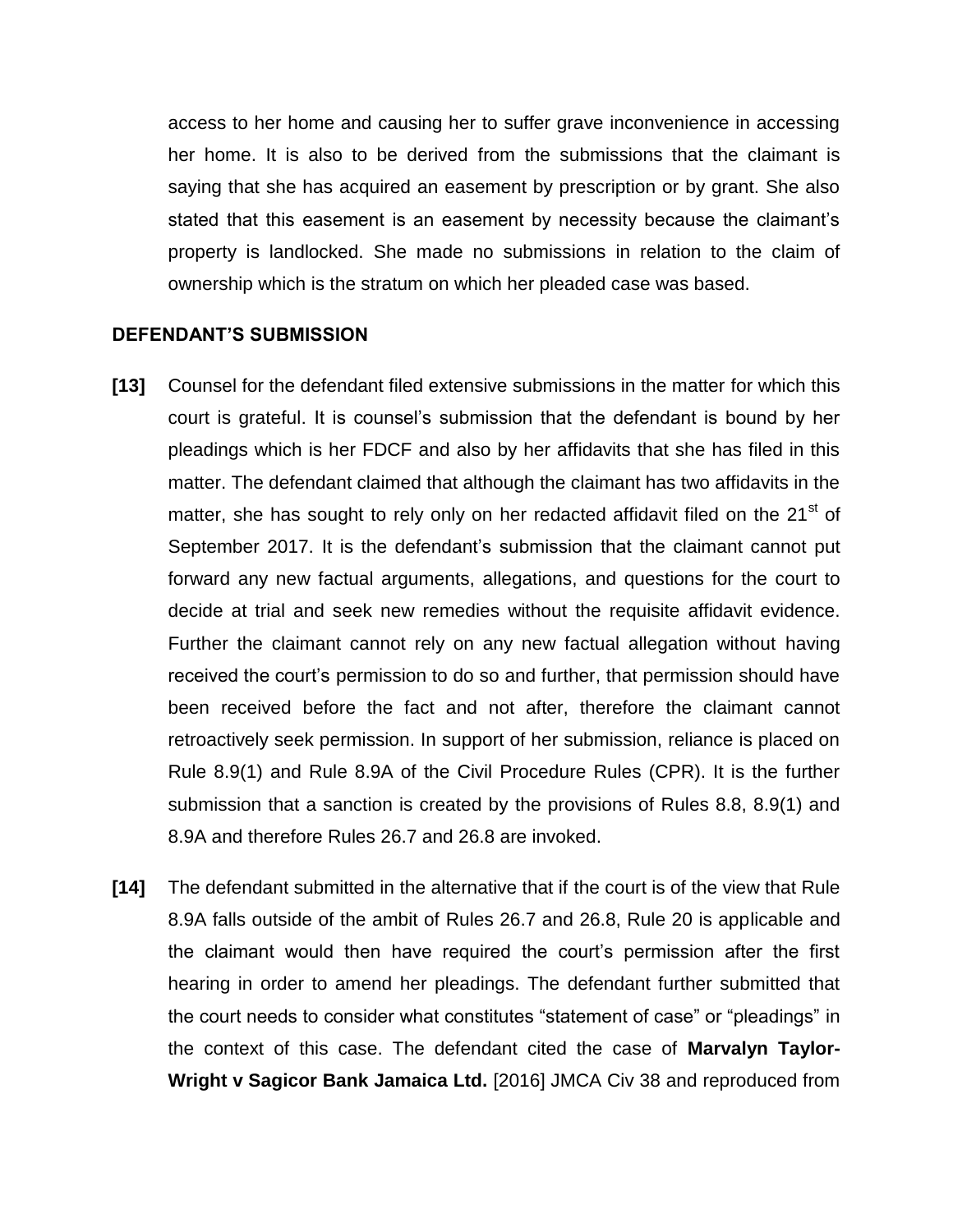access to her home and causing her to suffer grave inconvenience in accessing her home. It is also to be derived from the submissions that the claimant is saying that she has acquired an easement by prescription or by grant. She also stated that this easement is an easement by necessity because the claimant's property is landlocked. She made no submissions in relation to the claim of ownership which is the stratum on which her pleaded case was based.

## DEFENDANT'S SUBMISSION

**[13]** Counsel for the defendant filed extensive submissions in the matter for which this court is grateful. It is counsel's submission that the defendant is bound by her pleadings which is her FDCF and also by her affidavits that she has filed in this matter. The defendant claimed that although the claimant has two affidavits in the matter, she has sought to rely only on her redacted affidavit filed on the 21st of September 2017. It is the defendant's submission that the claimant cannot put forward any new factual arguments, allegations, and questions for the court to decide at trial and seek new remedies without the requisite affidavit evidence. Further the claimant cannot rely on any new factual allegation without having received the court's permission to do so and further, that permission should have been received before the fact and not after, therefore the claimant cannot retroactively seek permission. In support of her submission, reliance is placed on Rule 8.9(1) and Rule 8.9A of the Civil Procedure Rules (CPR). It is the further submission that a sanction is created by the provisions of Rules 8.8, 8.9(1) and 8.9A and therefore Rules 26.7 and 26.8 are invoked.

**[14]** The defendant submitted in the alternative that if the court is of the view that Rule 8.9A falls outside of the ambit of Rules 26.7 and 26.8, Rule 20 is applicable and the claimant would then have required the court's permission after the first hearing in order to amend her pleadings. The defendant further submitted that the court needs to consider what constitutes "statement of case" or "pleadings" in the context of this case. The defendant cited the case of **Marvalyn Taylor-Wright v Sagicor Bank Jamaica Ltd.** [2016] JMCA Civ 38 and reproduced from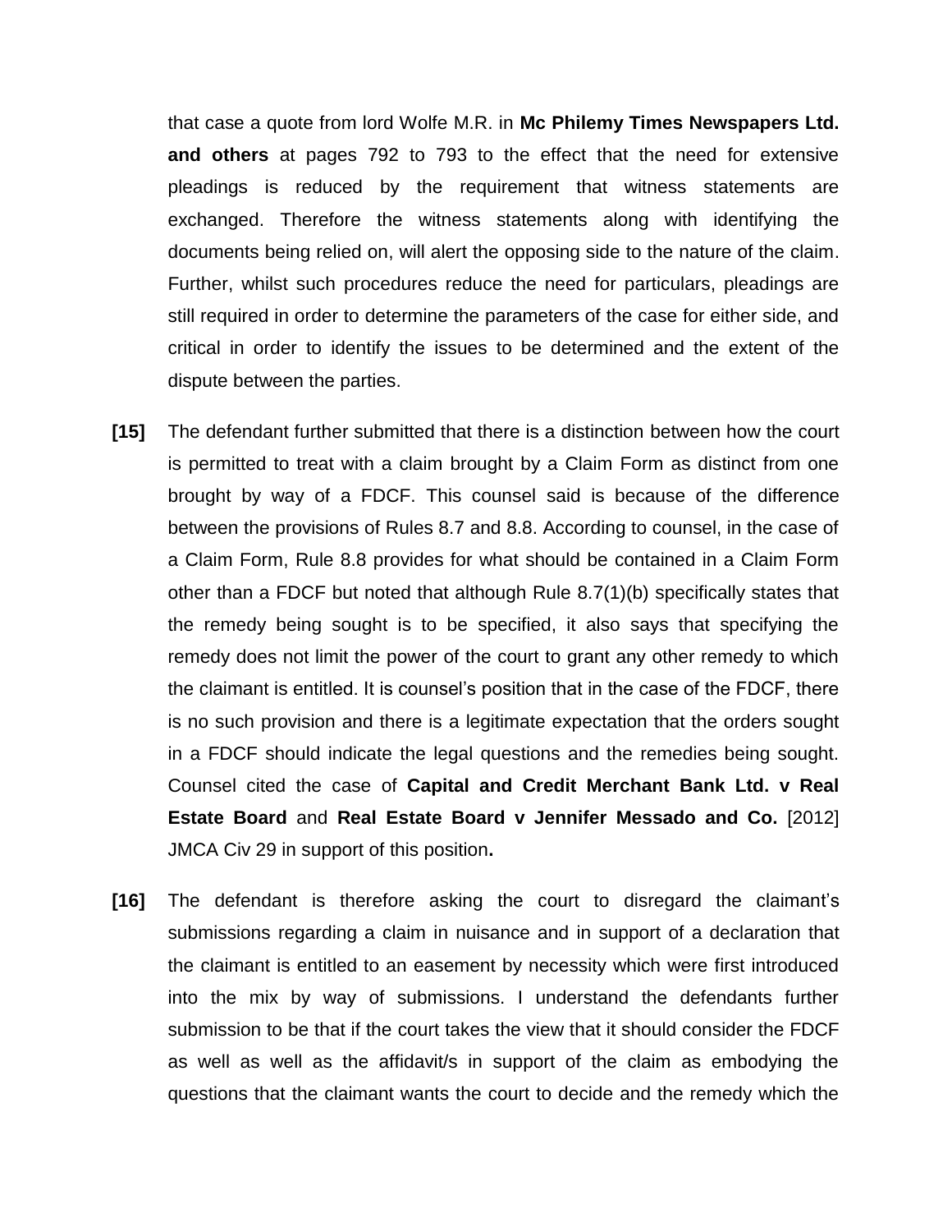that case a quote from lord Wolfe M.R. in **Mc Philemy Times Newspapers Ltd. and others** at pages 792 to 793 to the effect that the need for extensive pleadings is reduced by the requirement that witness statements are exchanged. Therefore the witness statements along with identifying the documents being relied on, will alert the opposing side to the nature of the claim. Further, whilst such procedures reduce the need for particulars, pleadings are still required in order to determine the parameters of the case for either side, and critical in order to identify the issues to be determined and the extent of the dispute between the parties.

**[15]** The defendant further submitted that there is a distinction between how the court is permitted to treat with a claim brought by a Claim Form as distinct from one brought by way of a FDCF. This counsel said is because of the difference between the provisions of Rules 8.7 and 8.8. According to counsel, in the case of a Claim Form, Rule 8.8 provides for what should be contained in a Claim Form other than a FDCF but noted that although Rule 8.7(1)(b) specifically states that the remedy being sought is to be specified, it also says that specifying the remedy does not limit the power of the court to grant any other remedy to which the claimant is entitled. It is counsel's position that in the case of the FDCF, there is no such provision and there is a legitimate expectation that the orders sought in a FDCF should indicate the legal questions and the remedies being sought. Counsel cited the case of **Capital and Credit Merchant Bank Ltd. v Real Estate Board** and **Real Estate Board v Jennifer Messado and Co.** [2012] JMCA Civ 29 in support of this position**.**

**[16]** The defendant is therefore asking the court to disregard the claimant's submissions regarding a claim in nuisance and in support of a declaration that the claimant is entitled to an easement by necessity which were first introduced into the mix by way of submissions. I understand the defendants further submission to be that if the court takes the view that it should consider the FDCF as well as well as the affidavit/s in support of the claim as embodying the questions that the claimant wants the court to decide and the remedy which the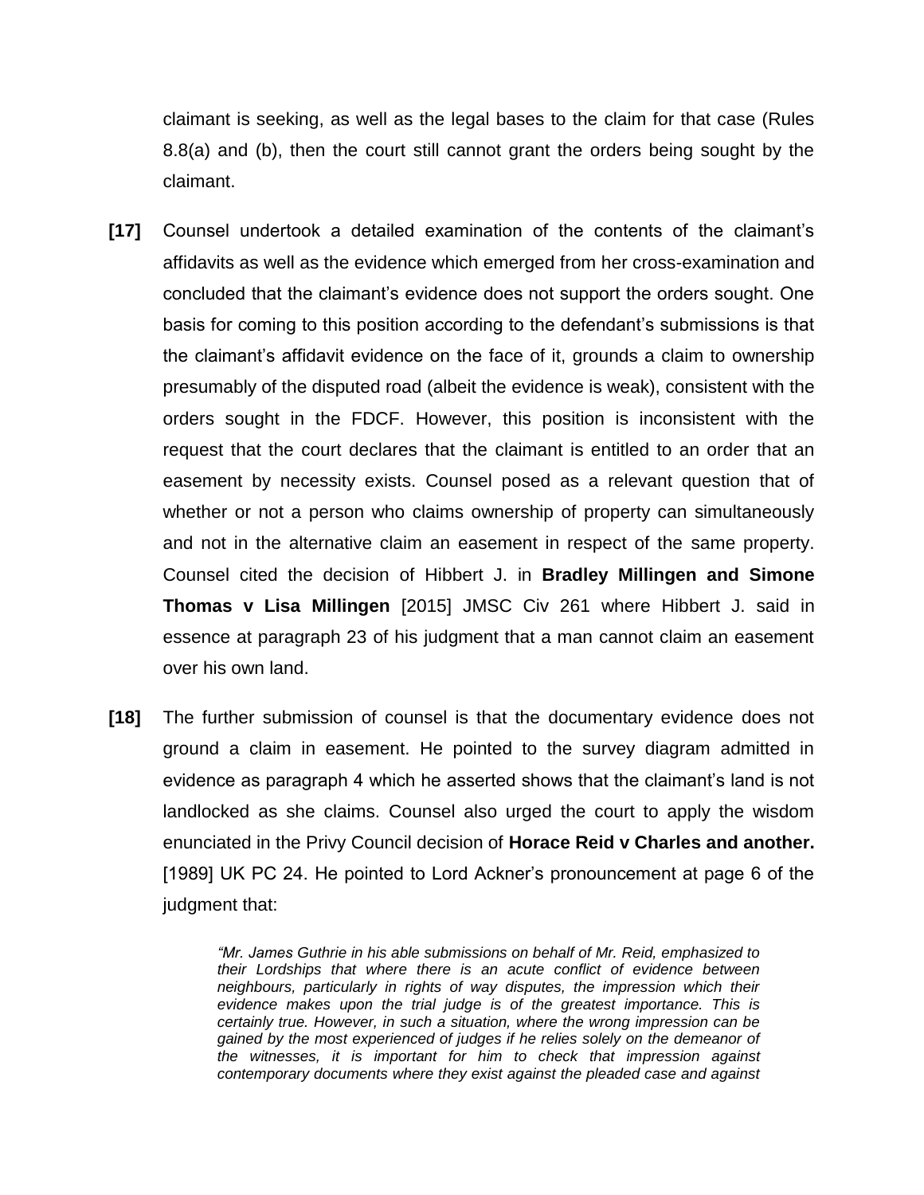claimant is seeking, as well as the legal bases to the claim for that case (Rules 8.8(a) and (b), then the court still cannot grant the orders being sought by the claimant.

**[17]** Counsel undertook a detailed examination of the contents of the claimant's affidavits as well as the evidence which emerged from her cross-examination and concluded that the claimant's evidence does not support the orders sought. One basis for coming to this position according to the defendant's submissions is that the claimant's affidavit evidence on the face of it, grounds a claim to ownership presumably of the disputed road (albeit the evidence is weak), consistent with the orders sought in the FDCF. However, this position is inconsistent with the request that the court declares that the claimant is entitled to an order that an easement by necessity exists. Counsel posed as a relevant question that of whether or not a person who claims ownership of property can simultaneously and not in the alternative claim an easement in respect of the same property. Counsel cited the decision of Hibbert J. in **Bradley Millingen and Simone Thomas v Lisa Millingen** [2015] JMSC Civ 261 where Hibbert J. said in essence at paragraph 23 of his judgment that a man cannot claim an easement over his own land.

**[18]** The further submission of counsel is that the documentary evidence does not ground a claim in easement. He pointed to the survey diagram admitted in evidence as paragraph 4 which he asserted shows that the claimant's land is not landlocked as she claims. Counsel also urged the court to apply the wisdom enunciated in the Privy Council decision of **Horace Reid v Charles and another.** [1989] UK PC 24. He pointed to Lord Ackner's pronouncement at page 6 of the judgment that:

> *"Mr. James Guthrie in his able submissions on behalf of Mr. Reid, emphasized to their Lordships that where there is an acute conflict of evidence between neighbours, particularly in rights of way disputes, the impression which their evidence makes upon the trial judge is of the greatest importance. This is certainly true. However, in such a situation, where the wrong impression can be gained by the most experienced of judges if he relies solely on the demeanor of the witnesses, it is important for him to check that impression against contemporary documents where they exist against the pleaded case and against*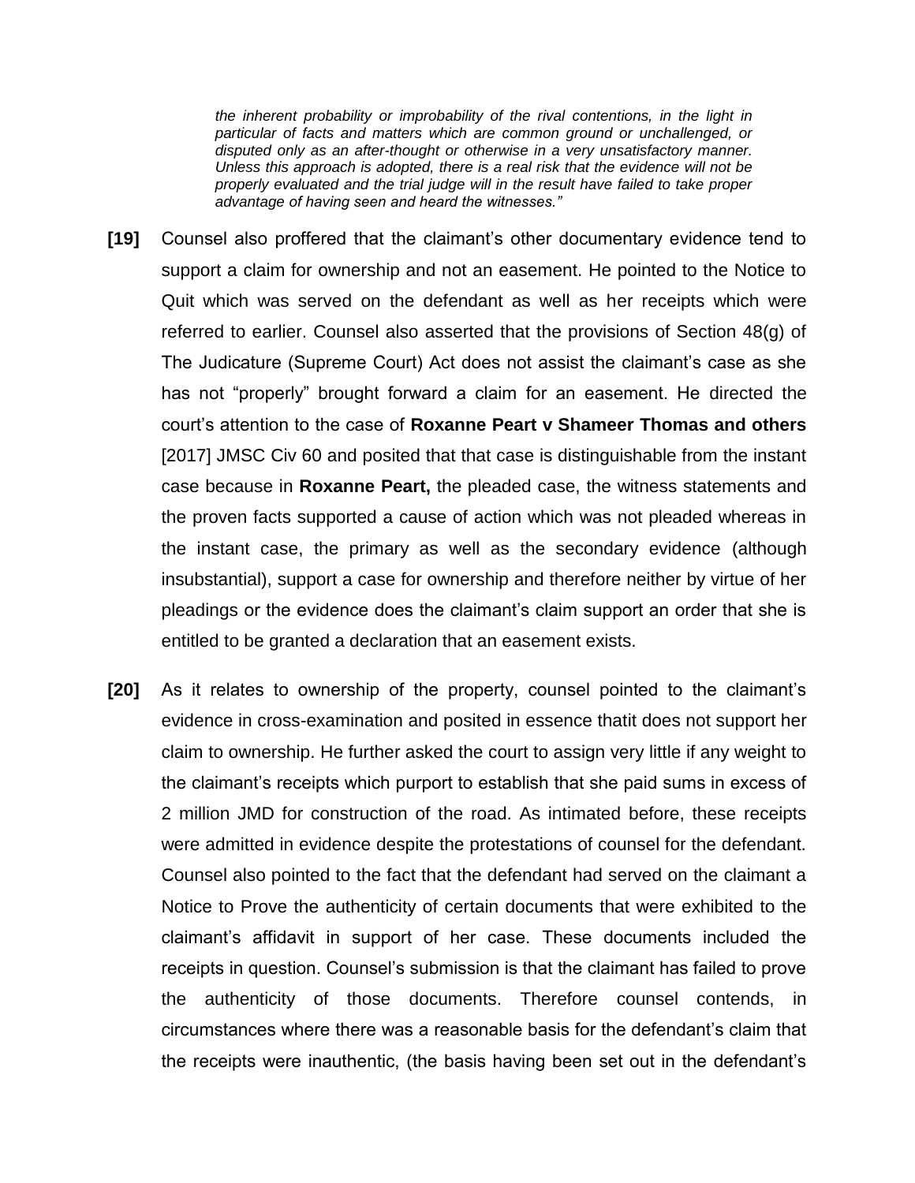> *the inherent probability or improbability of the rival contentions, in the light in particular of facts and matters which are common ground or unchallenged, or disputed only as an after-thought or otherwise in a very unsatisfactory manner. Unless this approach is adopted, there is a real risk that the evidence will not be properly evaluated and the trial judge will in the result have failed to take proper advantage of having seen and heard the witnesses."*

**[19]** Counsel also proffered that the claimant's other documentary evidence tend to support a claim for ownership and not an easement. He pointed to the Notice to Quit which was served on the defendant as well as her receipts which were referred to earlier. Counsel also asserted that the provisions of Section 48(g) of The Judicature (Supreme Court) Act does not assist the claimant's case as she has not "properly" brought forward a claim for an easement. He directed the court's attention to the case of **Roxanne Peart v Shameer Thomas and others** [2017] JMSC Civ 60 and posited that that case is distinguishable from the instant case because in **Roxanne Peart,** the pleaded case, the witness statements and the proven facts supported a cause of action which was not pleaded whereas in the instant case, the primary as well as the secondary evidence (although insubstantial), support a case for ownership and therefore neither by virtue of her pleadings or the evidence does the claimant's claim support an order that she is entitled to be granted a declaration that an easement exists.

**[20]** As it relates to ownership of the property, counsel pointed to the claimant's evidence in cross-examination and posited in essence thatit does not support her claim to ownership. He further asked the court to assign very little if any weight to the claimant's receipts which purport to establish that she paid sums in excess of 2 million JMD for construction of the road. As intimated before, these receipts were admitted in evidence despite the protestations of counsel for the defendant. Counsel also pointed to the fact that the defendant had served on the claimant a Notice to Prove the authenticity of certain documents that were exhibited to the claimant's affidavit in support of her case. These documents included the receipts in question. Counsel's submission is that the claimant has failed to prove the authenticity of those documents. Therefore counsel contends, in circumstances where there was a reasonable basis for the defendant's claim that the receipts were inauthentic, (the basis having been set out in the defendant's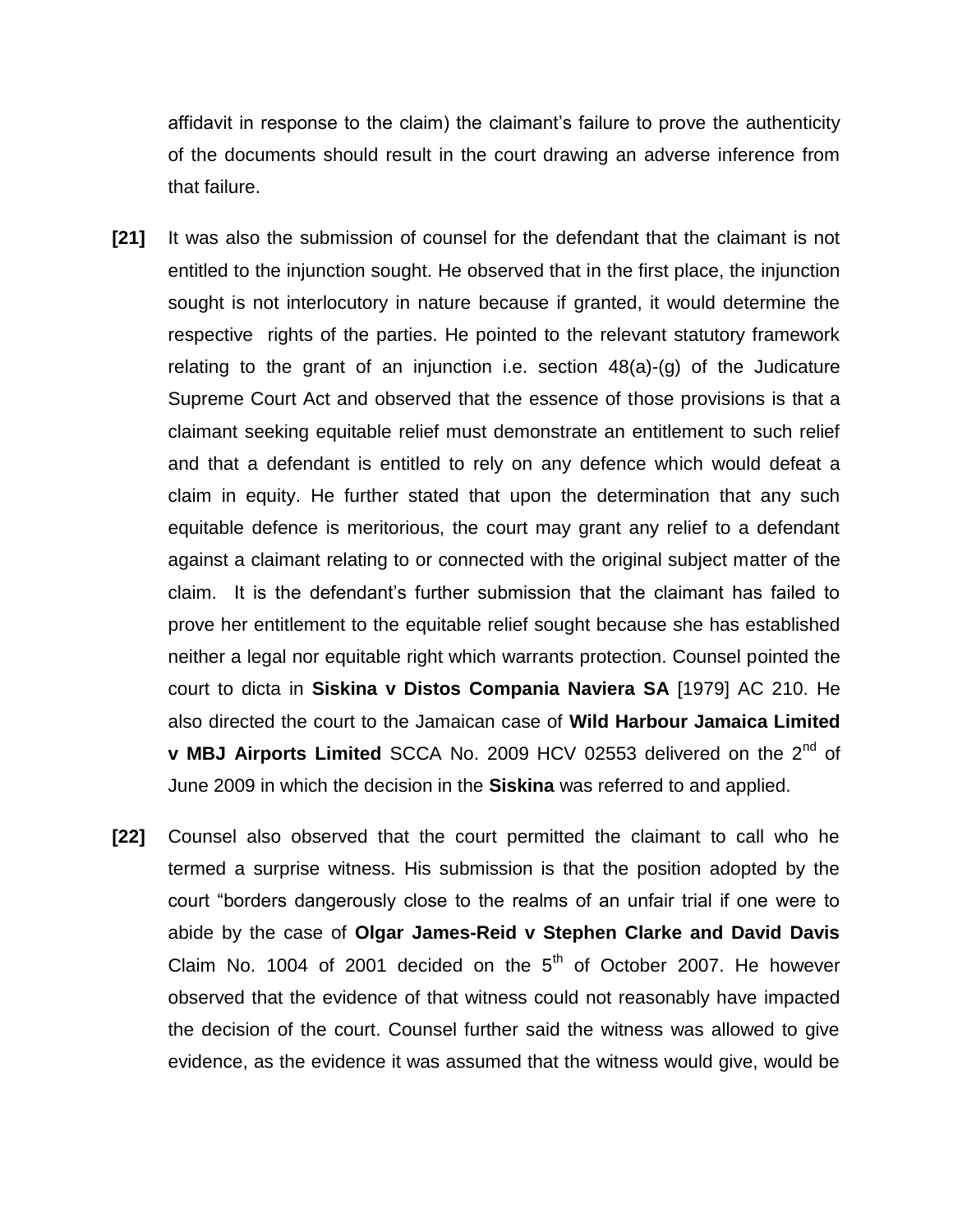affidavit in response to the claim) the claimant's failure to prove the authenticity of the documents should result in the court drawing an adverse inference from that failure.

**[21]** It was also the submission of counsel for the defendant that the claimant is not entitled to the injunction sought. He observed that in the first place, the injunction sought is not interlocutory in nature because if granted, it would determine the respective rights of the parties. He pointed to the relevant statutory framework relating to the grant of an injunction i.e. section 48(a)-(g) of the Judicature Supreme Court Act and observed that the essence of those provisions is that a claimant seeking equitable relief must demonstrate an entitlement to such relief and that a defendant is entitled to rely on any defence which would defeat a claim in equity. He further stated that upon the determination that any such equitable defence is meritorious, the court may grant any relief to a defendant against a claimant relating to or connected with the original subject matter of the claim. It is the defendant's further submission that the claimant has failed to prove her entitlement to the equitable relief sought because she has established neither a legal nor equitable right which warrants protection. Counsel pointed the court to dicta in **Siskina v Distos Compania Naviera SA** [1979] AC 210. He also directed the court to the Jamaican case of **Wild Harbour Jamaica Limited v MBJ Airports Limited** SCCA No. 2009 HCV 02553 delivered on the 2nd of June 2009 in which the decision in the **Siskina** was referred to and applied.

**[22]** Counsel also observed that the court permitted the claimant to call who he termed a surprise witness. His submission is that the position adopted by the court "borders dangerously close to the realms of an unfair trial if one were to abide by the case of **Olgar James-Reid v Stephen Clarke and David Davis** Claim No. 1004 of 2001 decided on the 5th of October 2007. He however observed that the evidence of that witness could not reasonably have impacted the decision of the court. Counsel further said the witness was allowed to give evidence, as the evidence it was assumed that the witness would give, would be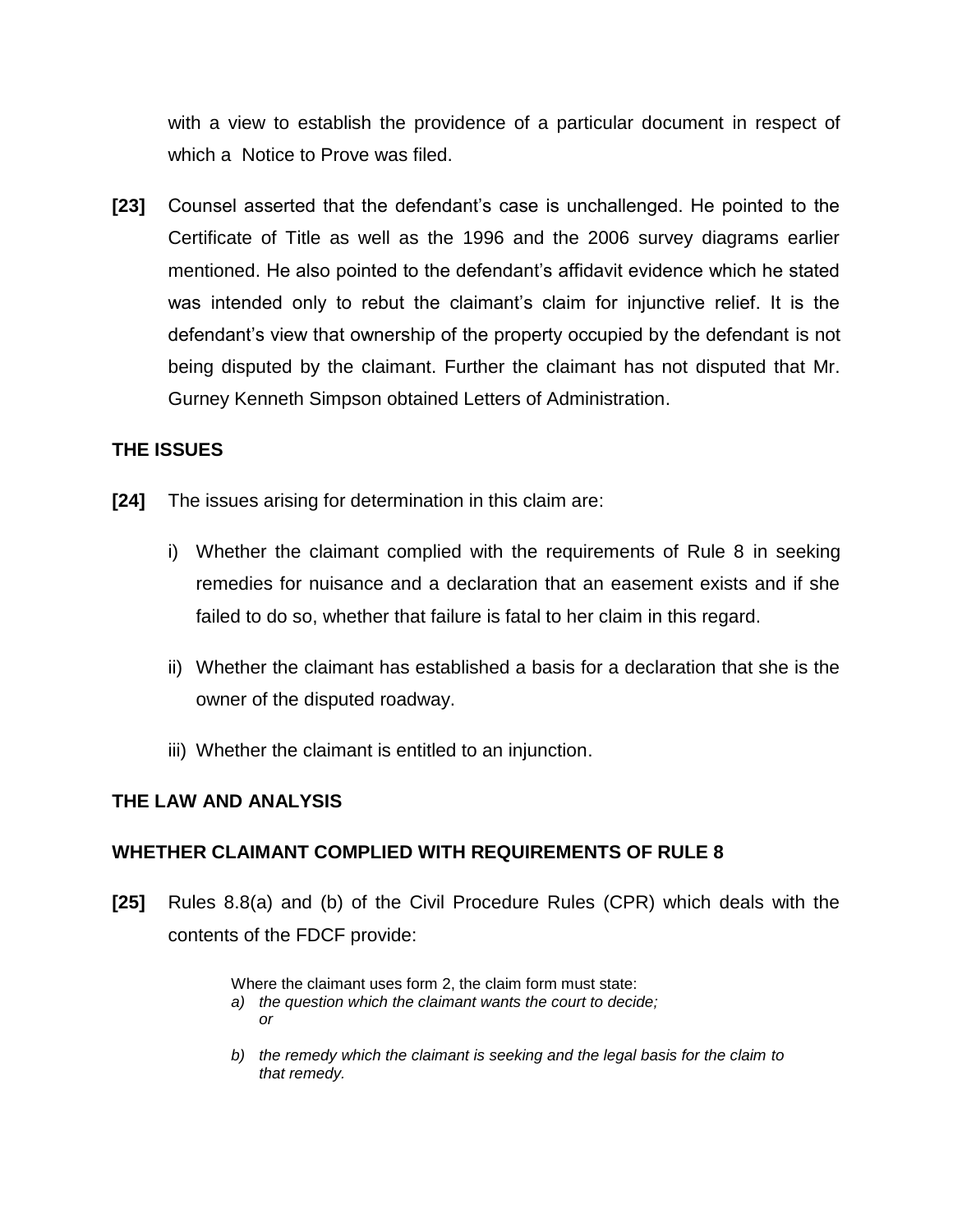with a view to establish the providence of a particular document in respect of which a Notice to Prove was filed.

**[23]** Counsel asserted that the defendant's case is unchallenged. He pointed to the Certificate of Title as well as the 1996 and the 2006 survey diagrams earlier mentioned. He also pointed to the defendant's affidavit evidence which he stated was intended only to rebut the claimant's claim for injunctive relief. It is the defendant's view that ownership of the property occupied by the defendant is not being disputed by the claimant. Further the claimant has not disputed that Mr. Gurney Kenneth Simpson obtained Letters of Administration.

## THE ISSUES

**[24]** The issues arising for determination in this claim are:

i) Whether the claimant complied with the requirements of Rule 8 in seeking remedies for nuisance and a declaration that an easement exists and if she failed to do so, whether that failure is fatal to her claim in this regard.

ii) Whether the claimant has established a basis for a declaration that she is the owner of the disputed roadway.

iii) Whether the claimant is entitled to an injunction.

## THE LAW AND ANALYSIS

### WHETHER CLAIMANT COMPLIED WITH REQUIREMENTS OF RULE 8

**[25]** Rules 8.8(a) and (b) of the Civil Procedure Rules (CPR) which deals with the contents of the FDCF provide:

> Where the claimant uses form 2, the claim form must state:
>
> a) *the question which the claimant wants the court to decide; or*
>
> b) *the remedy which the claimant is seeking and the legal basis for the claim to that remedy.*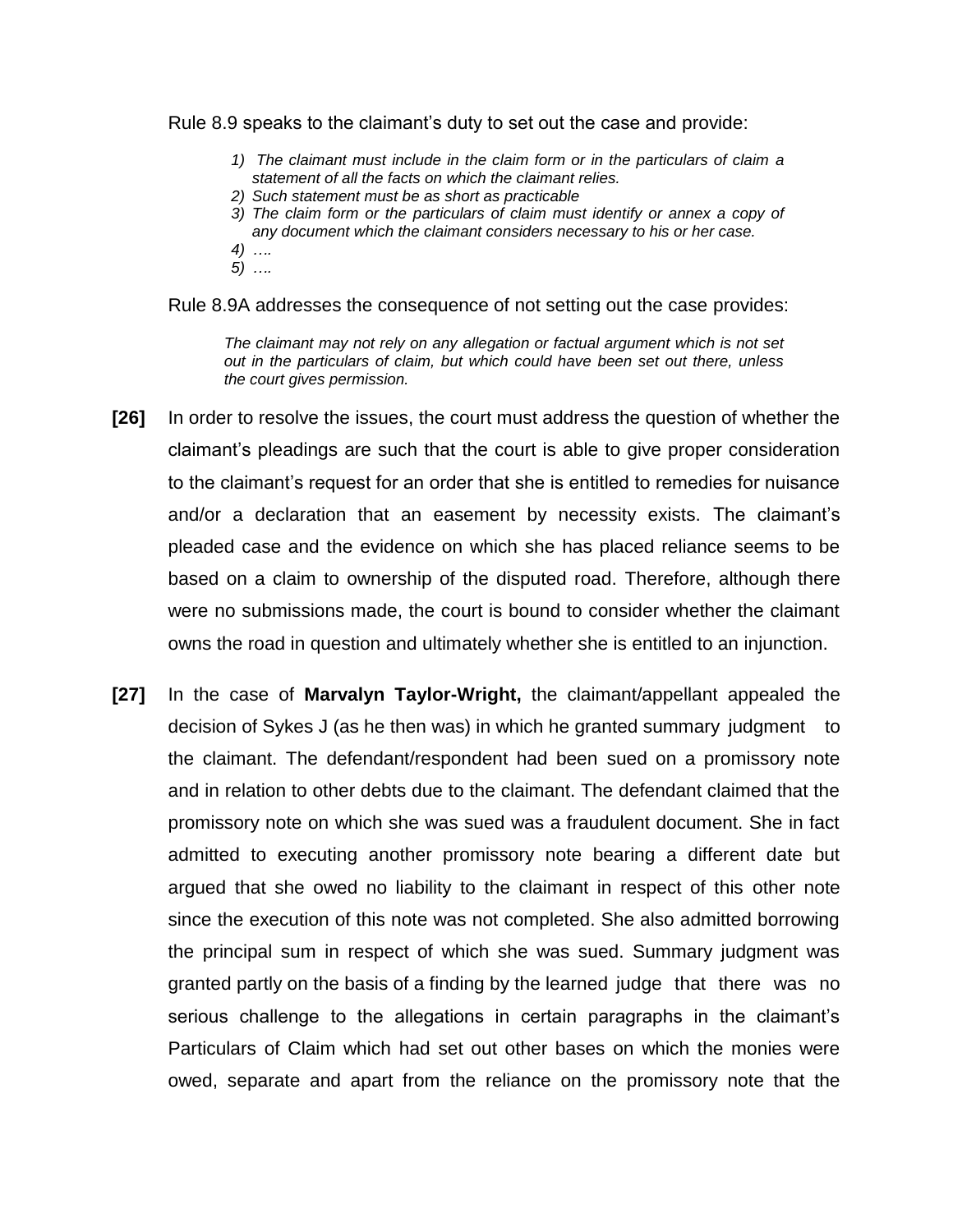Rule 8.9 speaks to the claimant's duty to set out the case and provide:

> *1) The claimant must include in the claim form or in the particulars of claim a statement of all the facts on which the claimant relies.*
> *2) Such statement must be as short as practicable*
> *3) The claim form or the particulars of claim must identify or annex a copy of any document which the claimant considers necessary to his or her case.*
> *4) ….*
> *5) ….*

Rule 8.9A addresses the consequence of not setting out the case provides:

> *The claimant may not rely on any allegation or factual argument which is not set out in the particulars of claim, but which could have been set out there, unless the court gives permission.*

**[26]** In order to resolve the issues, the court must address the question of whether the claimant's pleadings are such that the court is able to give proper consideration to the claimant's request for an order that she is entitled to remedies for nuisance and/or a declaration that an easement by necessity exists. The claimant's pleaded case and the evidence on which she has placed reliance seems to be based on a claim to ownership of the disputed road. Therefore, although there were no submissions made, the court is bound to consider whether the claimant owns the road in question and ultimately whether she is entitled to an injunction.

**[27]** In the case of **Marvalyn Taylor-Wright,** the claimant/appellant appealed the decision of Sykes J (as he then was) in which he granted summary judgment to the claimant. The defendant/respondent had been sued on a promissory note and in relation to other debts due to the claimant. The defendant claimed that the promissory note on which she was sued was a fraudulent document. She in fact admitted to executing another promissory note bearing a different date but argued that she owed no liability to the claimant in respect of this other note since the execution of this note was not completed. She also admitted borrowing the principal sum in respect of which she was sued. Summary judgment was granted partly on the basis of a finding by the learned judge that there was no serious challenge to the allegations in certain paragraphs in the claimant's Particulars of Claim which had set out other bases on which the monies were owed, separate and apart from the reliance on the promissory note that the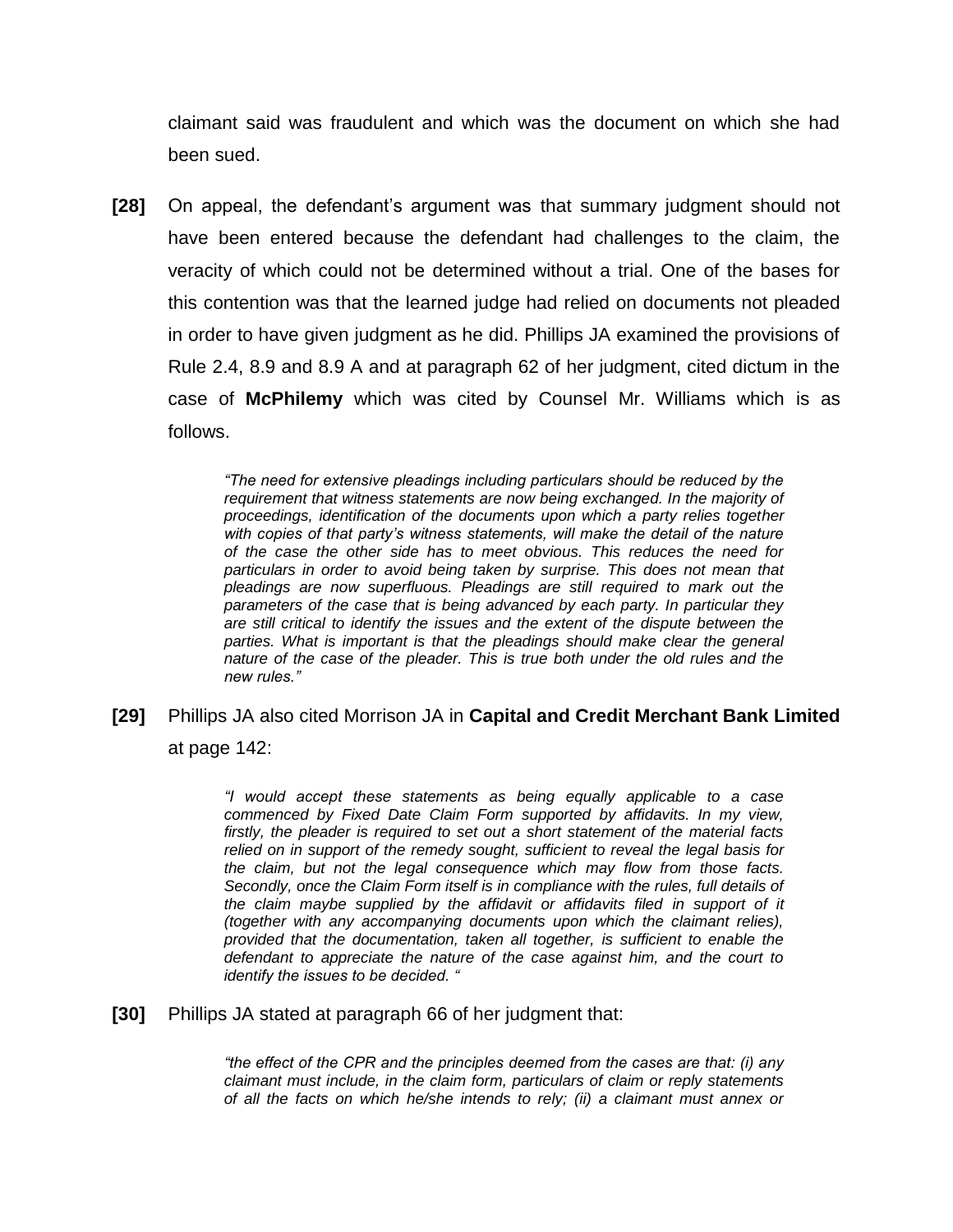claimant said was fraudulent and which was the document on which she had been sued.

**[28]** On appeal, the defendant's argument was that summary judgment should not have been entered because the defendant had challenges to the claim, the veracity of which could not be determined without a trial. One of the bases for this contention was that the learned judge had relied on documents not pleaded in order to have given judgment as he did. Phillips JA examined the provisions of Rule 2.4, 8.9 and 8.9 A and at paragraph 62 of her judgment, cited dictum in the case of **McPhilemy** which was cited by Counsel Mr. Williams which is as follows.

> *"The need for extensive pleadings including particulars should be reduced by the requirement that witness statements are now being exchanged. In the majority of proceedings, identification of the documents upon which a party relies together with copies of that party's witness statements, will make the detail of the nature of the case the other side has to meet obvious. This reduces the need for particulars in order to avoid being taken by surprise. This does not mean that pleadings are now superfluous. Pleadings are still required to mark out the parameters of the case that is being advanced by each party. In particular they are still critical to identify the issues and the extent of the dispute between the parties. What is important is that the pleadings should make clear the general nature of the case of the pleader. This is true both under the old rules and the new rules."*

**[29]** Phillips JA also cited Morrison JA in **Capital and Credit Merchant Bank Limited** at page 142:

> *"I would accept these statements as being equally applicable to a case commenced by Fixed Date Claim Form supported by affidavits. In my view, firstly, the pleader is required to set out a short statement of the material facts relied on in support of the remedy sought, sufficient to reveal the legal basis for the claim, but not the legal consequence which may flow from those facts. Secondly, once the Claim Form itself is in compliance with the rules, full details of the claim maybe supplied by the affidavit or affidavits filed in support of it (together with any accompanying documents upon which the claimant relies), provided that the documentation, taken all together, is sufficient to enable the defendant to appreciate the nature of the case against him, and the court to identify the issues to be decided. "*

**[30]** Phillips JA stated at paragraph 66 of her judgment that:

> *"the effect of the CPR and the principles deemed from the cases are that: (i) any claimant must include, in the claim form, particulars of claim or reply statements of all the facts on which he/she intends to rely; (ii) a claimant must annex or*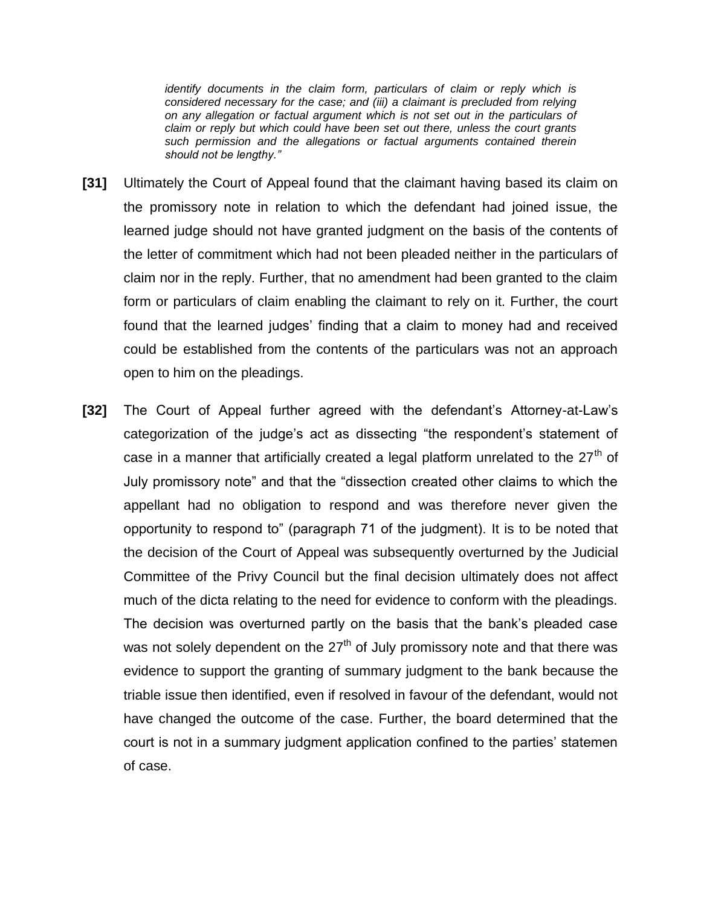*identify documents in the claim form, particulars of claim or reply which is considered necessary for the case; and (iii) a claimant is precluded from relying on any allegation or factual argument which is not set out in the particulars of claim or reply but which could have been set out there, unless the court grants such permission and the allegations or factual arguments contained therein should not be lengthy."*

**[31]** Ultimately the Court of Appeal found that the claimant having based its claim on the promissory note in relation to which the defendant had joined issue, the learned judge should not have granted judgment on the basis of the contents of the letter of commitment which had not been pleaded neither in the particulars of claim nor in the reply. Further, that no amendment had been granted to the claim form or particulars of claim enabling the claimant to rely on it. Further, the court found that the learned judges' finding that a claim to money had and received could be established from the contents of the particulars was not an approach open to him on the pleadings.

**[32]** The Court of Appeal further agreed with the defendant's Attorney-at-Law's categorization of the judge's act as dissecting "the respondent's statement of case in a manner that artificially created a legal platform unrelated to the 27th of July promissory note" and that the "dissection created other claims to which the appellant had no obligation to respond and was therefore never given the opportunity to respond to" (paragraph 71 of the judgment). It is to be noted that the decision of the Court of Appeal was subsequently overturned by the Judicial Committee of the Privy Council but the final decision ultimately does not affect much of the dicta relating to the need for evidence to conform with the pleadings. The decision was overturned partly on the basis that the bank's pleaded case was not solely dependent on the 27th of July promissory note and that there was evidence to support the granting of summary judgment to the bank because the triable issue then identified, even if resolved in favour of the defendant, would not have changed the outcome of the case. Further, the board determined that the court is not in a summary judgment application confined to the parties' statemen of case.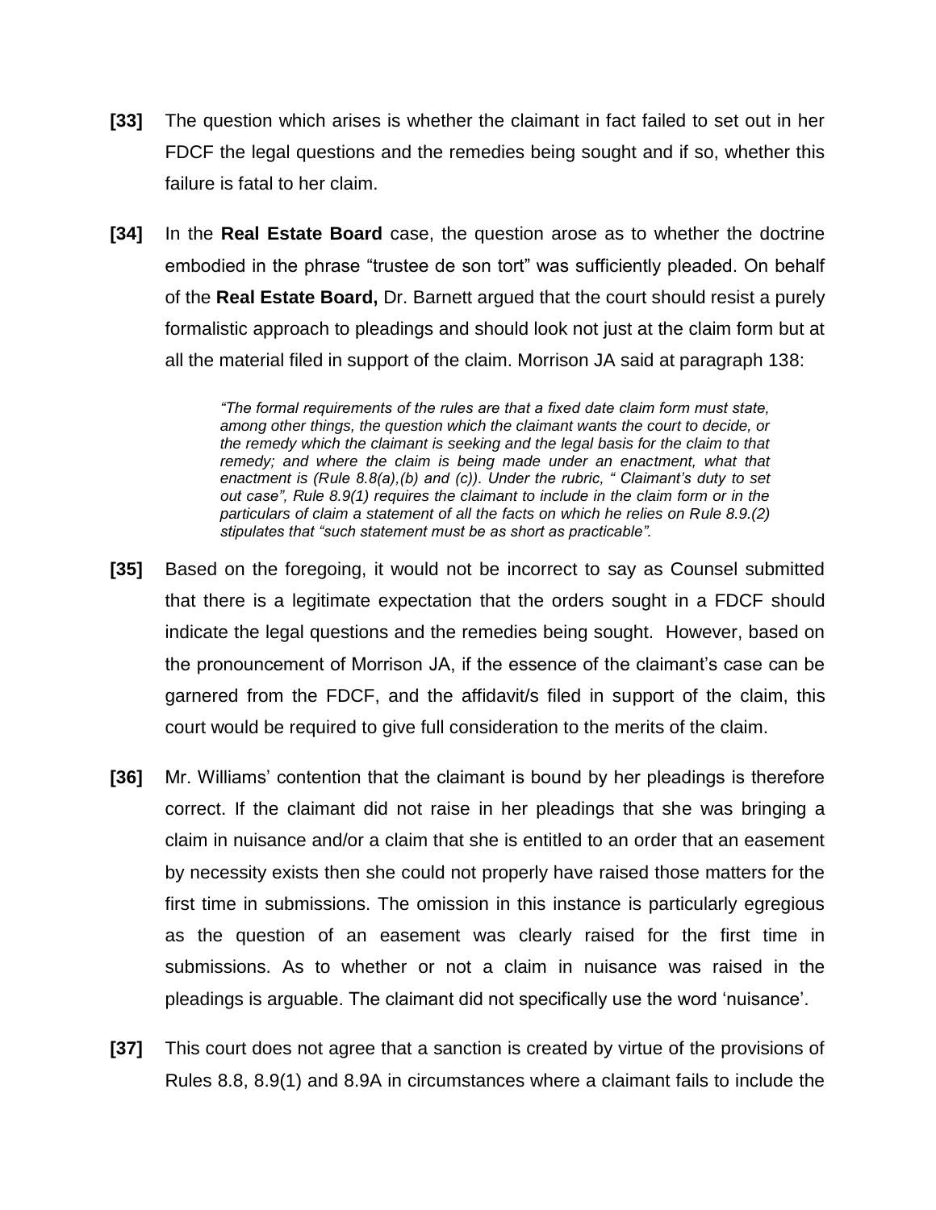**[33]** The question which arises is whether the claimant in fact failed to set out in her FDCF the legal questions and the remedies being sought and if so, whether this failure is fatal to her claim.

**[34]** In the **Real Estate Board** case, the question arose as to whether the doctrine embodied in the phrase "trustee de son tort" was sufficiently pleaded. On behalf of the **Real Estate Board,** Dr. Barnett argued that the court should resist a purely formalistic approach to pleadings and should look not just at the claim form but at all the material filed in support of the claim. Morrison JA said at paragraph 138:

> *"The formal requirements of the rules are that a fixed date claim form must state, among other things, the question which the claimant wants the court to decide, or the remedy which the claimant is seeking and the legal basis for the claim to that remedy; and where the claim is being made under an enactment, what that enactment is (Rule 8.8(a),(b) and (c)). Under the rubric, " Claimant's duty to set out case", Rule 8.9(1) requires the claimant to include in the claim form or in the particulars of claim a statement of all the facts on which he relies on Rule 8.9.(2) stipulates that "such statement must be as short as practicable".*

**[35]** Based on the foregoing, it would not be incorrect to say as Counsel submitted that there is a legitimate expectation that the orders sought in a FDCF should indicate the legal questions and the remedies being sought. However, based on the pronouncement of Morrison JA, if the essence of the claimant's case can be garnered from the FDCF, and the affidavit/s filed in support of the claim, this court would be required to give full consideration to the merits of the claim.

**[36]** Mr. Williams' contention that the claimant is bound by her pleadings is therefore correct. If the claimant did not raise in her pleadings that she was bringing a claim in nuisance and/or a claim that she is entitled to an order that an easement by necessity exists then she could not properly have raised those matters for the first time in submissions. The omission in this instance is particularly egregious as the question of an easement was clearly raised for the first time in submissions. As to whether or not a claim in nuisance was raised in the pleadings is arguable. The claimant did not specifically use the word 'nuisance'.

**[37]** This court does not agree that a sanction is created by virtue of the provisions of Rules 8.8, 8.9(1) and 8.9A in circumstances where a claimant fails to include the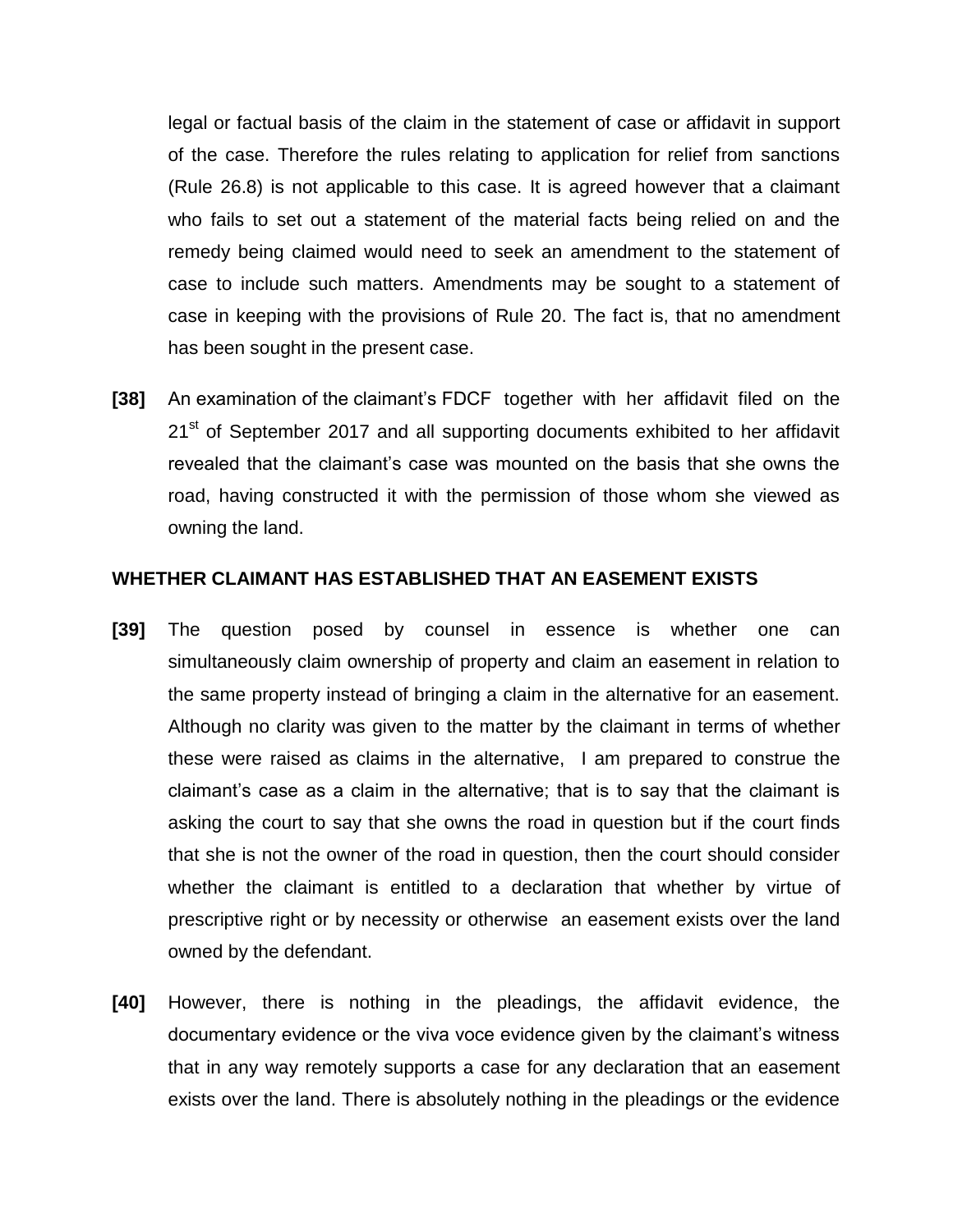legal or factual basis of the claim in the statement of case or affidavit in support of the case. Therefore the rules relating to application for relief from sanctions (Rule 26.8) is not applicable to this case. It is agreed however that a claimant who fails to set out a statement of the material facts being relied on and the remedy being claimed would need to seek an amendment to the statement of case to include such matters. Amendments may be sought to a statement of case in keeping with the provisions of Rule 20. The fact is, that no amendment has been sought in the present case.

**[38]** An examination of the claimant's FDCF together with her affidavit filed on the 21st of September 2017 and all supporting documents exhibited to her affidavit revealed that the claimant's case was mounted on the basis that she owns the road, having constructed it with the permission of those whom she viewed as owning the land.

**WHETHER CLAIMANT HAS ESTABLISHED THAT AN EASEMENT EXISTS**

**[39]** The question posed by counsel in essence is whether one can simultaneously claim ownership of property and claim an easement in relation to the same property instead of bringing a claim in the alternative for an easement. Although no clarity was given to the matter by the claimant in terms of whether these were raised as claims in the alternative, I am prepared to construe the claimant's case as a claim in the alternative; that is to say that the claimant is asking the court to say that she owns the road in question but if the court finds that she is not the owner of the road in question, then the court should consider whether the claimant is entitled to a declaration that whether by virtue of prescriptive right or by necessity or otherwise an easement exists over the land owned by the defendant.

**[40]** However, there is nothing in the pleadings, the affidavit evidence, the documentary evidence or the viva voce evidence given by the claimant's witness that in any way remotely supports a case for any declaration that an easement exists over the land. There is absolutely nothing in the pleadings or the evidence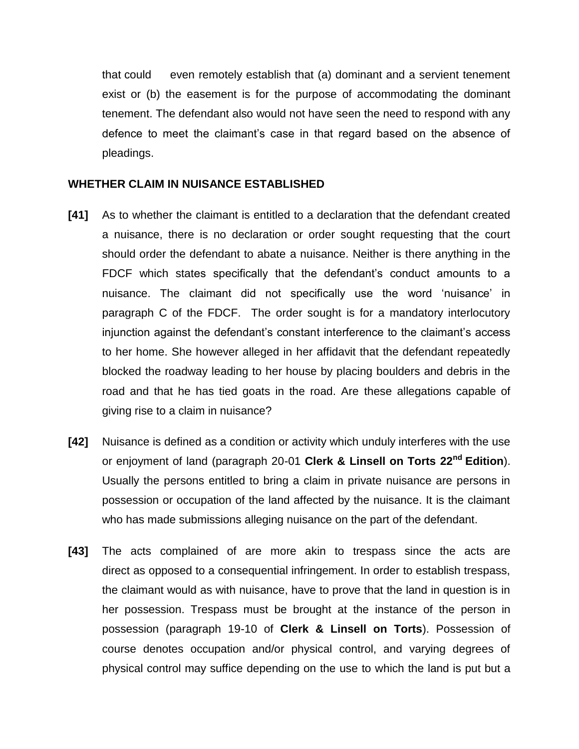that could even remotely establish that (a) dominant and a servient tenement exist or (b) the easement is for the purpose of accommodating the dominant tenement. The defendant also would not have seen the need to respond with any defence to meet the claimant's case in that regard based on the absence of pleadings.

**WHETHER CLAIM IN NUISANCE ESTABLISHED**

**[41]** As to whether the claimant is entitled to a declaration that the defendant created a nuisance, there is no declaration or order sought requesting that the court should order the defendant to abate a nuisance. Neither is there anything in the FDCF which states specifically that the defendant's conduct amounts to a nuisance. The claimant did not specifically use the word 'nuisance' in paragraph C of the FDCF. The order sought is for a mandatory interlocutory injunction against the defendant's constant interference to the claimant's access to her home. She however alleged in her affidavit that the defendant repeatedly blocked the roadway leading to her house by placing boulders and debris in the road and that he has tied goats in the road. Are these allegations capable of giving rise to a claim in nuisance?

**[42]** Nuisance is defined as a condition or activity which unduly interferes with the use or enjoyment of land (paragraph 20-01 **Clerk & Linsell on Torts 22nd Edition**). Usually the persons entitled to bring a claim in private nuisance are persons in possession or occupation of the land affected by the nuisance. It is the claimant who has made submissions alleging nuisance on the part of the defendant.

**[43]** The acts complained of are more akin to trespass since the acts are direct as opposed to a consequential infringement. In order to establish trespass, the claimant would as with nuisance, have to prove that the land in question is in her possession. Trespass must be brought at the instance of the person in possession (paragraph 19-10 of **Clerk & Linsell on Torts**). Possession of course denotes occupation and/or physical control, and varying degrees of physical control may suffice depending on the use to which the land is put but a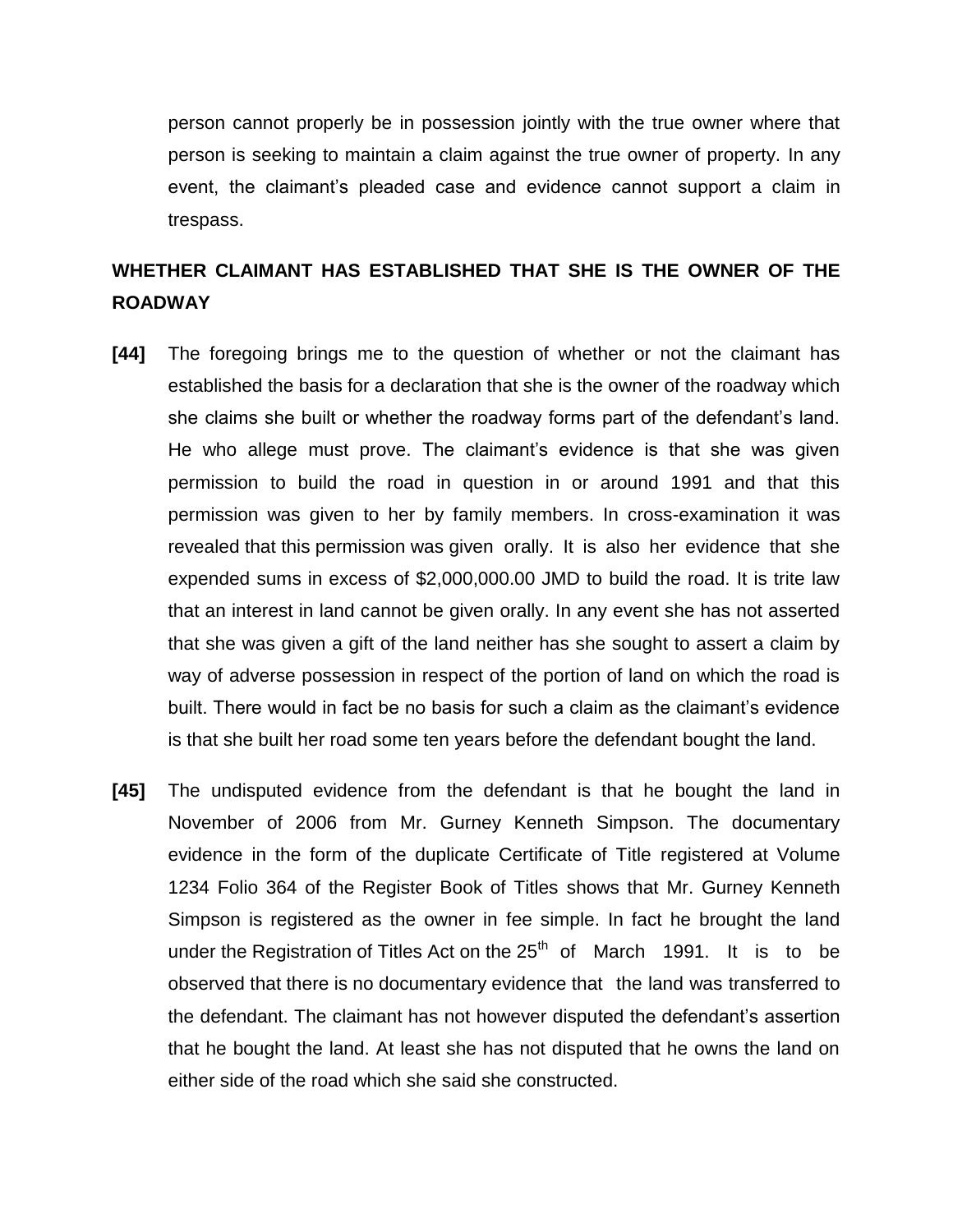person cannot properly be in possession jointly with the true owner where that person is seeking to maintain a claim against the true owner of property. In any event, the claimant's pleaded case and evidence cannot support a claim in trespass.

## WHETHER CLAIMANT HAS ESTABLISHED THAT SHE IS THE OWNER OF THE ROADWAY

**[44]** The foregoing brings me to the question of whether or not the claimant has established the basis for a declaration that she is the owner of the roadway which she claims she built or whether the roadway forms part of the defendant's land. He who allege must prove. The claimant's evidence is that she was given permission to build the road in question in or around 1991 and that this permission was given to her by family members. In cross-examination it was revealed that this permission was given orally. It is also her evidence that she expended sums in excess of $2,000,000.00 JMD to build the road. It is trite law that an interest in land cannot be given orally. In any event she has not asserted that she was given a gift of the land neither has she sought to assert a claim by way of adverse possession in respect of the portion of land on which the road is built. There would in fact be no basis for such a claim as the claimant's evidence is that she built her road some ten years before the defendant bought the land.

**[45]** The undisputed evidence from the defendant is that he bought the land in November of 2006 from Mr. Gurney Kenneth Simpson. The documentary evidence in the form of the duplicate Certificate of Title registered at Volume 1234 Folio 364 of the Register Book of Titles shows that Mr. Gurney Kenneth Simpson is registered as the owner in fee simple. In fact he brought the land under the Registration of Titles Act on the 25th of March 1991. It is to be observed that there is no documentary evidence that the land was transferred to the defendant. The claimant has not however disputed the defendant's assertion that he bought the land. At least she has not disputed that he owns the land on either side of the road which she said she constructed.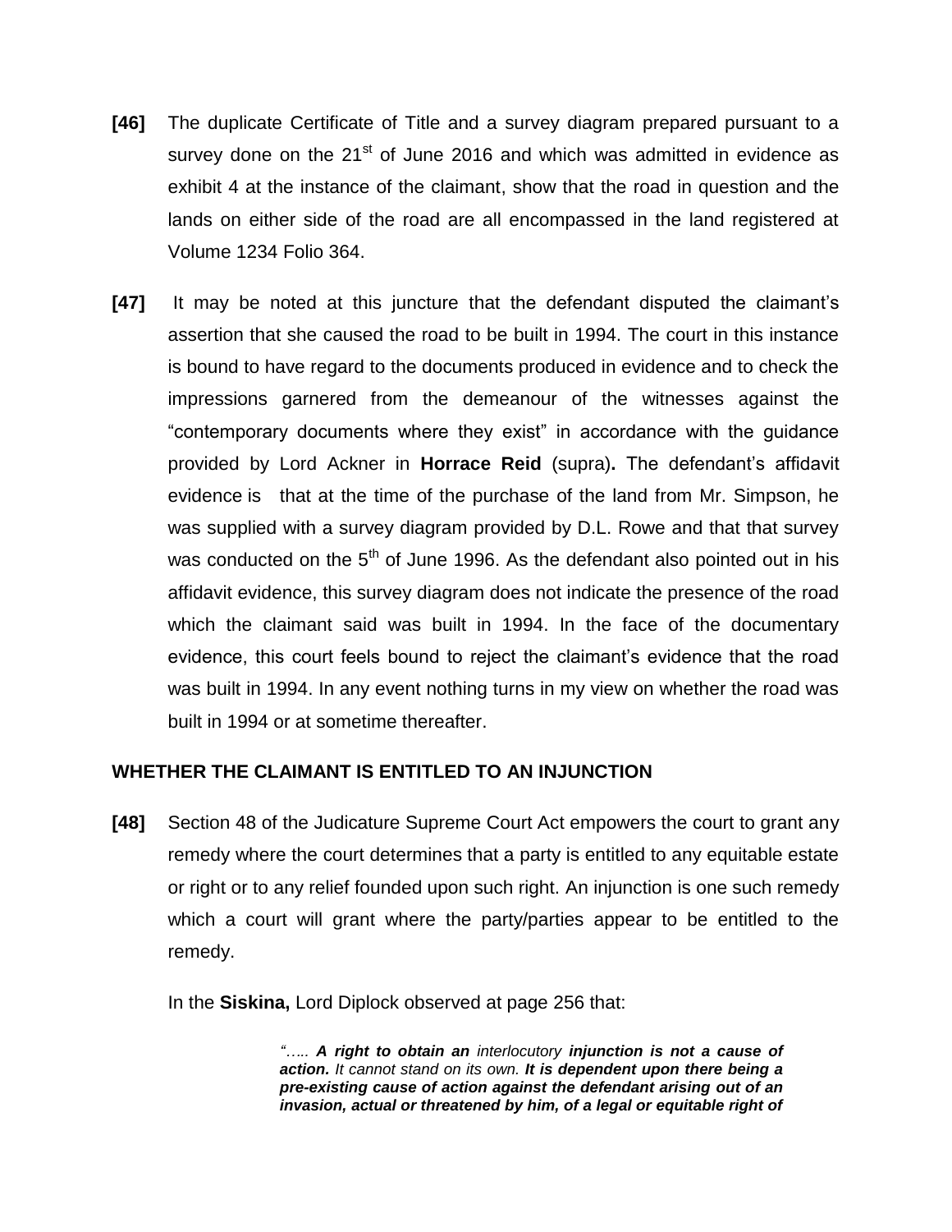**[46]** The duplicate Certificate of Title and a survey diagram prepared pursuant to a survey done on the 21st of June 2016 and which was admitted in evidence as exhibit 4 at the instance of the claimant, show that the road in question and the lands on either side of the road are all encompassed in the land registered at Volume 1234 Folio 364.

**[47]** It may be noted at this juncture that the defendant disputed the claimant's assertion that she caused the road to be built in 1994. The court in this instance is bound to have regard to the documents produced in evidence and to check the impressions garnered from the demeanour of the witnesses against the "contemporary documents where they exist" in accordance with the guidance provided by Lord Ackner in **Horrace Reid** (supra)**.** The defendant's affidavit evidence is that at the time of the purchase of the land from Mr. Simpson, he was supplied with a survey diagram provided by D.L. Rowe and that that survey was conducted on the 5th of June 1996. As the defendant also pointed out in his affidavit evidence, this survey diagram does not indicate the presence of the road which the claimant said was built in 1994. In the face of the documentary evidence, this court feels bound to reject the claimant's evidence that the road was built in 1994. In any event nothing turns in my view on whether the road was built in 1994 or at sometime thereafter.

## WHETHER THE CLAIMANT IS ENTITLED TO AN INJUNCTION

**[48]** Section 48 of the Judicature Supreme Court Act empowers the court to grant any remedy where the court determines that a party is entitled to any equitable estate or right or to any relief founded upon such right. An injunction is one such remedy which a court will grant where the party/parties appear to be entitled to the remedy.

In the **Siskina,** Lord Diplock observed at page 256 that:

> *"….. **A right to obtain an** interlocutory **injunction is not a cause of action.** It cannot stand on its own. **It is dependent upon there being a pre-existing cause of action against the defendant arising out of an invasion, actual or threatened by him, of a legal or equitable right of***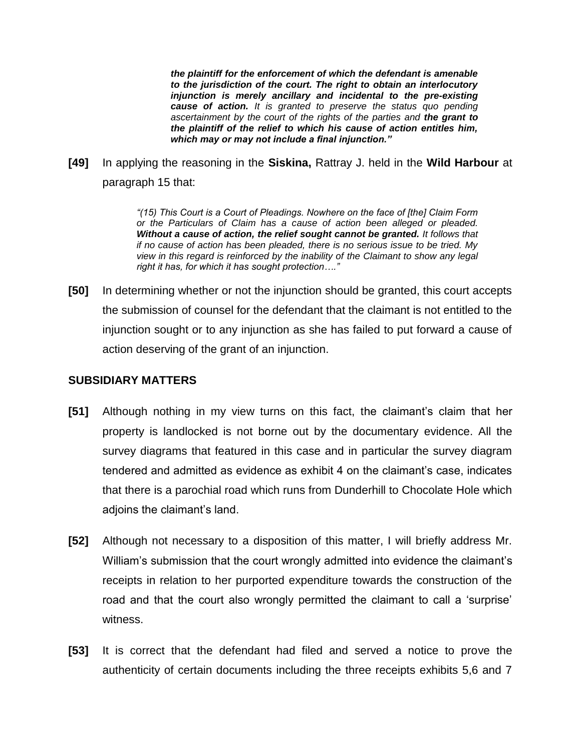> ***the plaintiff for the enforcement of which the defendant is amenable to the jurisdiction of the court. The right to obtain an interlocutory injunction is merely ancillary and incidental to the pre-existing cause of action.*** *It is granted to preserve the status quo pending ascertainment by the court of the rights of the parties and* ***the grant to the plaintiff of the relief to which his cause of action entitles him, which may or may not include a final injunction."***

**[49]** In applying the reasoning in the **Siskina,** Rattray J. held in the **Wild Harbour** at paragraph 15 that:

> *"(15) This Court is a Court of Pleadings. Nowhere on the face of [the] Claim Form or the Particulars of Claim has a cause of action been alleged or pleaded.* ***Without a cause of action, the relief sought cannot be granted.*** *It follows that if no cause of action has been pleaded, there is no serious issue to be tried. My view in this regard is reinforced by the inability of the Claimant to show any legal right it has, for which it has sought protection…."*

**[50]** In determining whether or not the injunction should be granted, this court accepts the submission of counsel for the defendant that the claimant is not entitled to the injunction sought or to any injunction as she has failed to put forward a cause of action deserving of the grant of an injunction.

## SUBSIDIARY MATTERS

**[51]** Although nothing in my view turns on this fact, the claimant's claim that her property is landlocked is not borne out by the documentary evidence. All the survey diagrams that featured in this case and in particular the survey diagram tendered and admitted as evidence as exhibit 4 on the claimant's case, indicates that there is a parochial road which runs from Dunderhill to Chocolate Hole which adjoins the claimant's land.

**[52]** Although not necessary to a disposition of this matter, I will briefly address Mr. William's submission that the court wrongly admitted into evidence the claimant's receipts in relation to her purported expenditure towards the construction of the road and that the court also wrongly permitted the claimant to call a 'surprise' witness.

**[53]** It is correct that the defendant had filed and served a notice to prove the authenticity of certain documents including the three receipts exhibits 5,6 and 7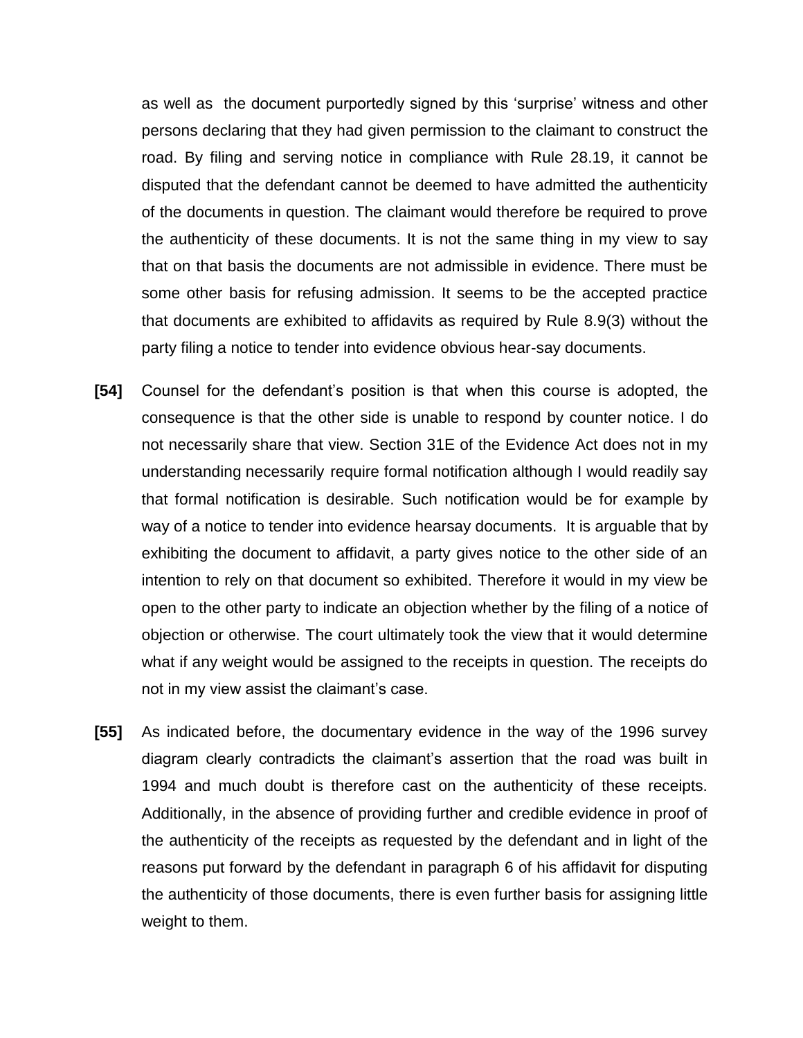as well as the document purportedly signed by this 'surprise' witness and other persons declaring that they had given permission to the claimant to construct the road. By filing and serving notice in compliance with Rule 28.19, it cannot be disputed that the defendant cannot be deemed to have admitted the authenticity of the documents in question. The claimant would therefore be required to prove the authenticity of these documents. It is not the same thing in my view to say that on that basis the documents are not admissible in evidence. There must be some other basis for refusing admission. It seems to be the accepted practice that documents are exhibited to affidavits as required by Rule 8.9(3) without the party filing a notice to tender into evidence obvious hear-say documents.

**[54]** Counsel for the defendant's position is that when this course is adopted, the consequence is that the other side is unable to respond by counter notice. I do not necessarily share that view. Section 31E of the Evidence Act does not in my understanding necessarily require formal notification although I would readily say that formal notification is desirable. Such notification would be for example by way of a notice to tender into evidence hearsay documents. It is arguable that by exhibiting the document to affidavit, a party gives notice to the other side of an intention to rely on that document so exhibited. Therefore it would in my view be open to the other party to indicate an objection whether by the filing of a notice of objection or otherwise. The court ultimately took the view that it would determine what if any weight would be assigned to the receipts in question. The receipts do not in my view assist the claimant's case.

**[55]** As indicated before, the documentary evidence in the way of the 1996 survey diagram clearly contradicts the claimant's assertion that the road was built in 1994 and much doubt is therefore cast on the authenticity of these receipts. Additionally, in the absence of providing further and credible evidence in proof of the authenticity of the receipts as requested by the defendant and in light of the reasons put forward by the defendant in paragraph 6 of his affidavit for disputing the authenticity of those documents, there is even further basis for assigning little weight to them.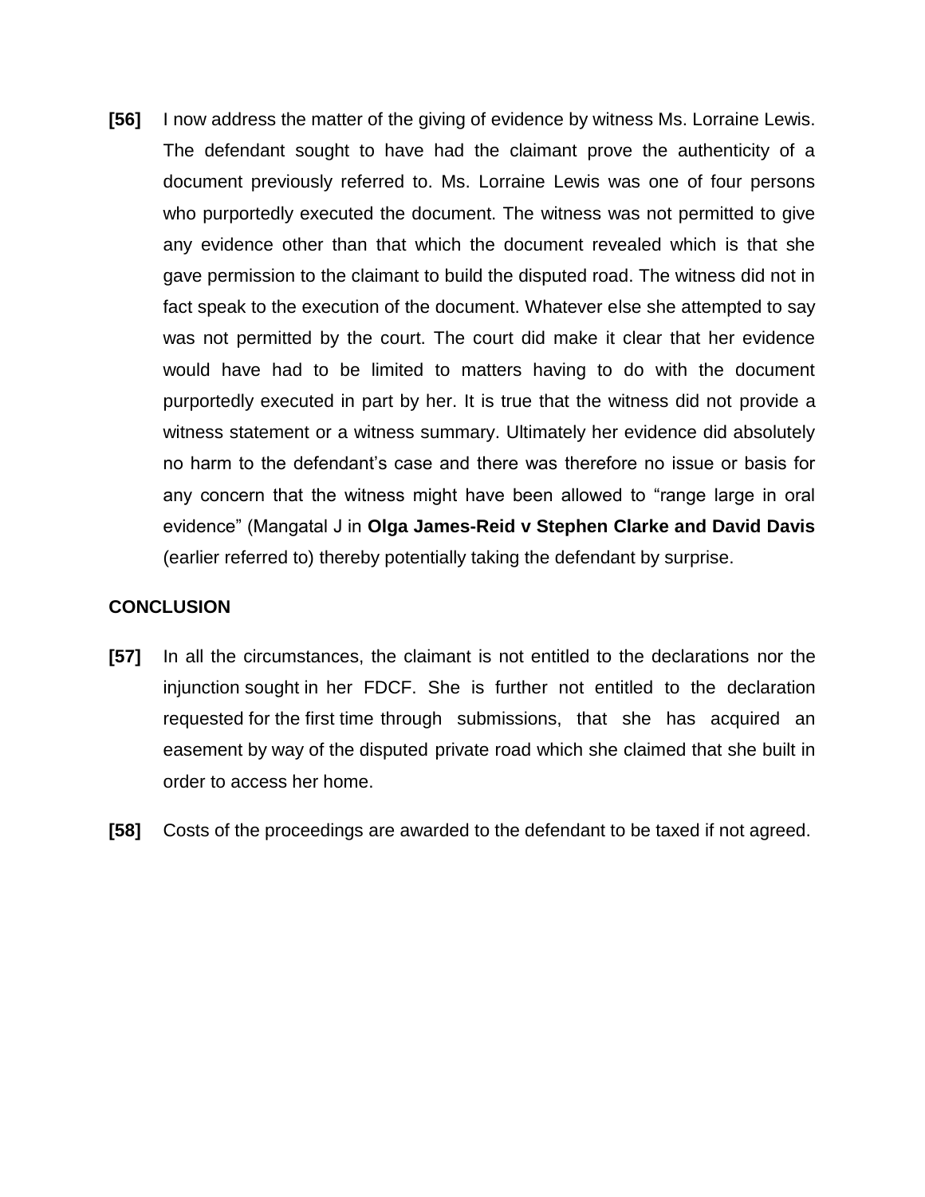**[56]** I now address the matter of the giving of evidence by witness Ms. Lorraine Lewis. The defendant sought to have had the claimant prove the authenticity of a document previously referred to. Ms. Lorraine Lewis was one of four persons who purportedly executed the document. The witness was not permitted to give any evidence other than that which the document revealed which is that she gave permission to the claimant to build the disputed road. The witness did not in fact speak to the execution of the document. Whatever else she attempted to say was not permitted by the court. The court did make it clear that her evidence would have had to be limited to matters having to do with the document purportedly executed in part by her. It is true that the witness did not provide a witness statement or a witness summary. Ultimately her evidence did absolutely no harm to the defendant's case and there was therefore no issue or basis for any concern that the witness might have been allowed to "range large in oral evidence" (Mangatal J in **Olga James-Reid v Stephen Clarke and David Davis** (earlier referred to) thereby potentially taking the defendant by surprise.

**CONCLUSION**

**[57]** In all the circumstances, the claimant is not entitled to the declarations nor the injunction sought in her FDCF. She is further not entitled to the declaration requested for the first time through submissions, that she has acquired an easement by way of the disputed private road which she claimed that she built in order to access her home.

**[58]** Costs of the proceedings are awarded to the defendant to be taxed if not agreed.